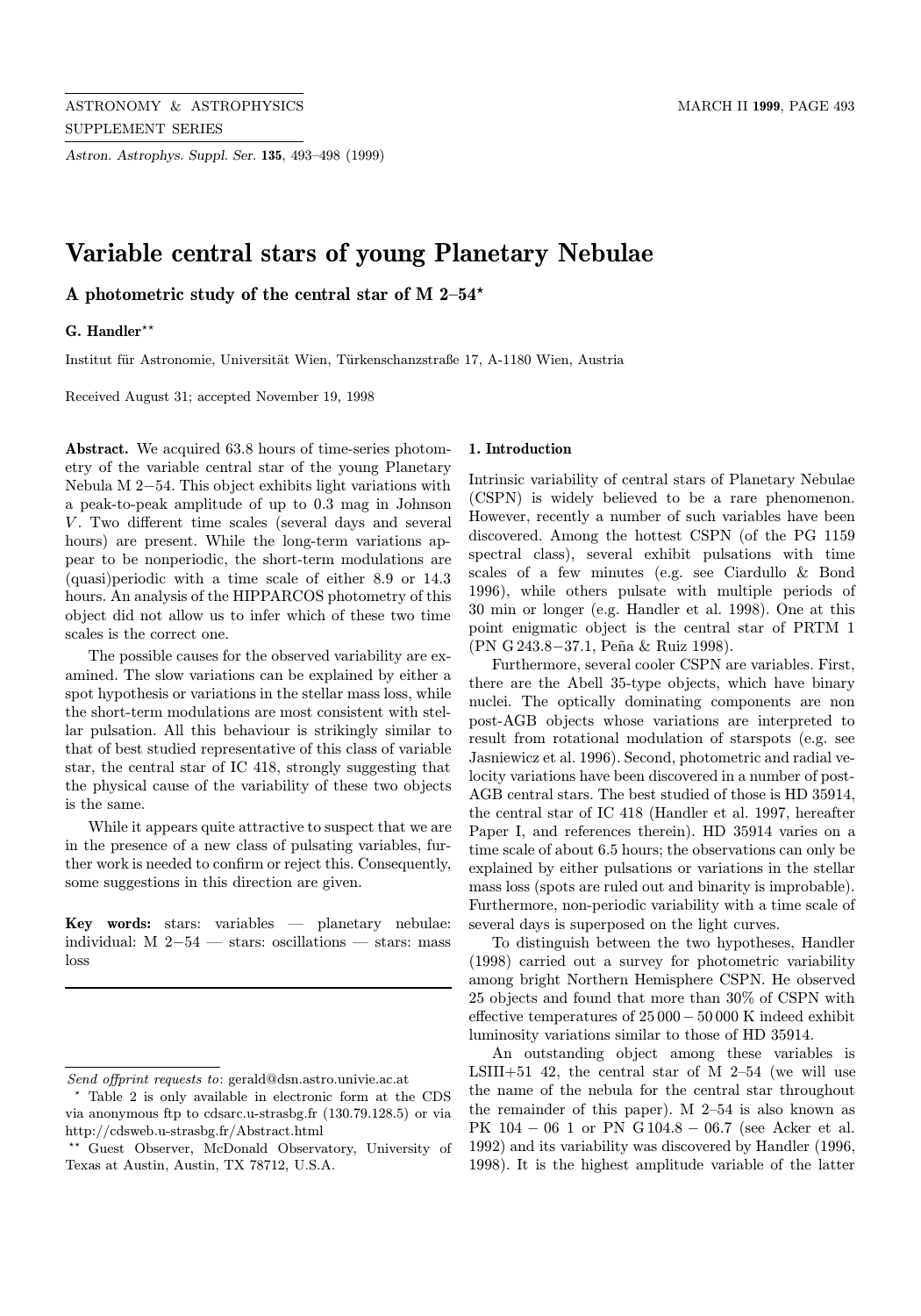# Variable central stars of young Planetary Nebulae

## A photometric study of the central star of M 2–54*

**G. Handler****

Institut für Astronomie, Universität Wien, Türkenschanzstraße 17, A-1180 Wien, Austria

Received August 31; accepted November 19, 1998

**Abstract.** We acquired 63.8 hours of time-series photometry of the variable central star of the young Planetary Nebula M 2−54. This object exhibits light variations with a peak-to-peak amplitude of up to 0.3 mag in Johnson $V$. Two different time scales (several days and several hours) are present. While the long-term variations appear to be nonperiodic, the short-term modulations are (quasi)periodic with a time scale of either 8.9 or 14.3 hours. An analysis of the HIPPARCOS photometry of this object did not allow us to infer which of these two time scales is the correct one.

The possible causes for the observed variability are examined. The slow variations can be explained by either a spot hypothesis or variations in the stellar mass loss, while the short-term modulations are most consistent with stellar pulsation. All this behaviour is strikingly similar to that of best studied representative of this class of variable star, the central star of IC 418, strongly suggesting that the physical cause of the variability of these two objects is the same.

While it appears quite attractive to suspect that we are in the presence of a new class of pulsating variables, further work is needed to confirm or reject this. Consequently, some suggestions in this direction are given.

**Key words:** stars: variables — planetary nebulae: individual: M 2−54 — stars: oscillations — stars: mass loss

---

*Send offprint requests to*: gerald@dsn.astro.univie.ac.at

* Table 2 is only available in electronic form at the CDS via anonymous ftp to cdsarc.u-strasbg.fr (130.79.128.5) or via http://cdsweb.u-strasbg.fr/Abstract.html

** Guest Observer, McDonald Observatory, University of Texas at Austin, Austin, TX 78712, U.S.A.

### 1. Introduction

Intrinsic variability of central stars of Planetary Nebulae (CSPN) is widely believed to be a rare phenomenon. However, recently a number of such variables have been discovered. Among the hottest CSPN (of the PG 1159 spectral class), several exhibit pulsations with time scales of a few minutes (e.g. see Ciardullo & Bond 1996), while others pulsate with multiple periods of 30 min or longer (e.g. Handler et al. 1998). One at this point enigmatic object is the central star of PRTM 1 (PN G 243.8−37.1, Peña & Ruiz 1998).

Furthermore, several cooler CSPN are variables. First, there are the Abell 35-type objects, which have binary nuclei. The optically dominating components are non post-AGB objects whose variations are interpreted to result from rotational modulation of starspots (e.g. see Jasniewicz et al. 1996). Second, photometric and radial velocity variations have been discovered in a number of post-AGB central stars. The best studied of those is HD 35914, the central star of IC 418 (Handler et al. 1997, hereafter Paper I, and references therein). HD 35914 varies on a time scale of about 6.5 hours; the observations can only be explained by either pulsations or variations in the stellar mass loss (spots are ruled out and binarity is improbable). Furthermore, non-periodic variability with a time scale of several days is superposed on the light curves.

To distinguish between the two hypotheses, Handler (1998) carried out a survey for photometric variability among bright Northern Hemisphere CSPN. He observed 25 objects and found that more than 30% of CSPN with effective temperatures of 25 000 − 50 000 K indeed exhibit luminosity variations similar to those of HD 35914.

An outstanding object among these variables is LSIII+51 42, the central star of M 2–54 (we will use the name of the nebula for the central star throughout the remainder of this paper). M 2–54 is also known as PK 104 − 06 1 or PN G 104.8 − 06.7 (see Acker et al. 1992) and its variability was discovered by Handler (1996, 1998). It is the highest amplitude variable of the latter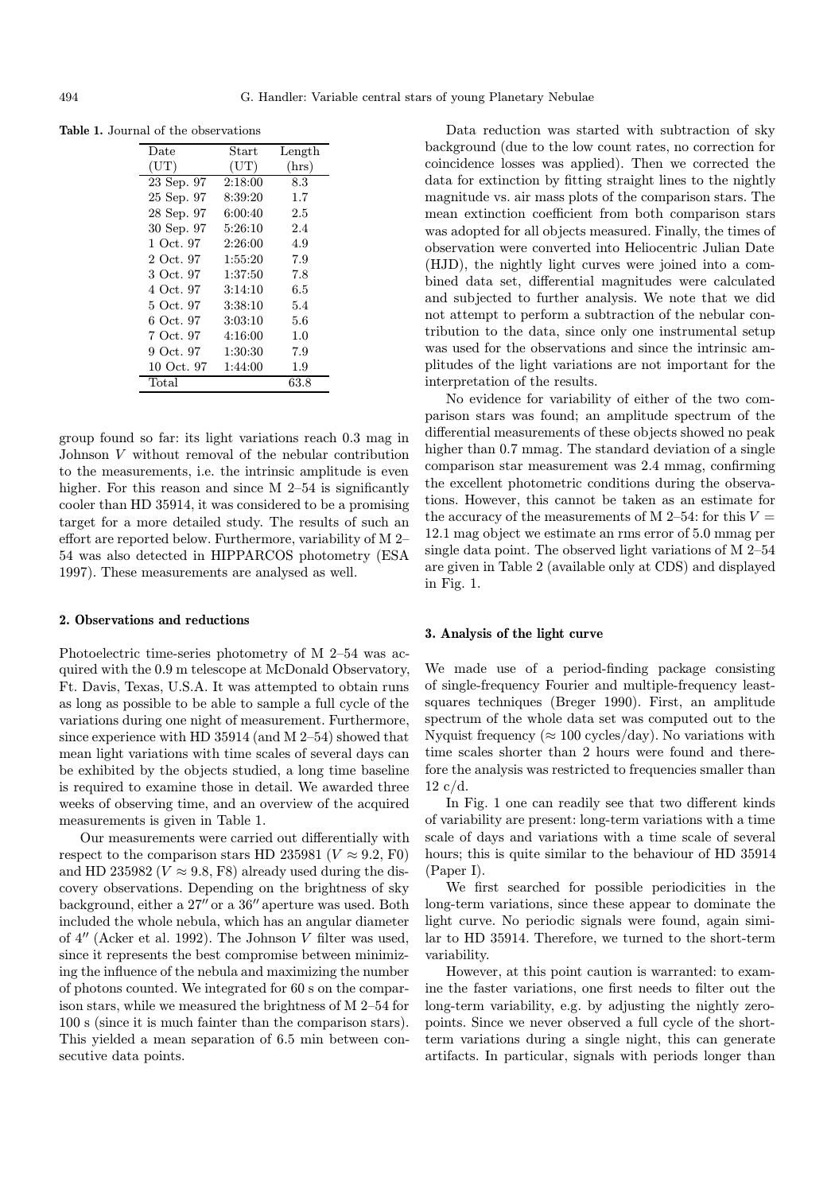**Table 1.** Journal of the observations

| Date (UT) | Start (UT) | Length (hrs) |
|---|---|---|
| 23 Sep. 97 | 2:18:00 | 8.3 |
| 25 Sep. 97 | 8:39:20 | 1.7 |
| 28 Sep. 97 | 6:00:40 | 2.5 |
| 30 Sep. 97 | 5:26:10 | 2.4 |
| 1 Oct. 97 | 2:26:00 | 4.9 |
| 2 Oct. 97 | 1:55:20 | 7.9 |
| 3 Oct. 97 | 1:37:50 | 7.8 |
| 4 Oct. 97 | 3:14:10 | 6.5 |
| 5 Oct. 97 | 3:38:10 | 5.4 |
| 6 Oct. 97 | 3:03:10 | 5.6 |
| 7 Oct. 97 | 4:16:00 | 1.0 |
| 9 Oct. 97 | 1:30:30 | 7.9 |
| 10 Oct. 97 | 1:44:00 | 1.9 |
| Total | | 63.8 |

group found so far: its light variations reach 0.3 mag in Johnson $V$ without removal of the nebular contribution to the measurements, i.e. the intrinsic amplitude is even higher. For this reason and since M 2–54 is significantly cooler than HD 35914, it was considered to be a promising target for a more detailed study. The results of such an effort are reported below. Furthermore, variability of M 2–54 was also detected in HIPPARCOS photometry (ESA 1997). These measurements are analysed as well.

## 2. Observations and reductions

Photoelectric time-series photometry of M 2–54 was acquired with the 0.9 m telescope at McDonald Observatory, Ft. Davis, Texas, U.S.A. It was attempted to obtain runs as long as possible to be able to sample a full cycle of the variations during one night of measurement. Furthermore, since experience with HD 35914 (and M 2–54) showed that mean light variations with time scales of several days can be exhibited by the objects studied, a long time baseline is required to examine those in detail. We awarded three weeks of observing time, and an overview of the acquired measurements is given in Table 1.

Our measurements were carried out differentially with respect to the comparison stars HD 235981 ($V \approx 9.2$, F0) and HD 235982 ($V \approx 9.8$, F8) already used during the discovery observations. Depending on the brightness of sky background, either a $27''$ or a $36''$ aperture was used. Both included the whole nebula, which has an angular diameter of $4''$ (Acker et al. 1992). The Johnson $V$ filter was used, since it represents the best compromise between minimizing the influence of the nebula and maximizing the number of photons counted. We integrated for 60 s on the comparison stars, while we measured the brightness of M 2–54 for 100 s (since it is much fainter than the comparison stars). This yielded a mean separation of 6.5 min between consecutive data points.

Data reduction was started with subtraction of sky background (due to the low count rates, no correction for coincidence losses was applied). Then we corrected the data for extinction by fitting straight lines to the nightly magnitude vs. air mass plots of the comparison stars. The mean extinction coefficient from both comparison stars was adopted for all objects measured. Finally, the times of observation were converted into Heliocentric Julian Date (HJD), the nightly light curves were joined into a combined data set, differential magnitudes were calculated and subjected to further analysis. We note that we did not attempt to perform a subtraction of the nebular contribution to the data, since only one instrumental setup was used for the observations and since the intrinsic amplitudes of the light variations are not important for the interpretation of the results.

No evidence for variability of either of the two comparison stars was found; an amplitude spectrum of the differential measurements of these objects showed no peak higher than 0.7 mmag. The standard deviation of a single comparison star measurement was 2.4 mmag, confirming the excellent photometric conditions during the observations. However, this cannot be taken as an estimate for the accuracy of the measurements of M 2–54: for this $V = 12.1$ mag object we estimate an rms error of 5.0 mmag per single data point. The observed light variations of M 2–54 are given in Table 2 (available only at CDS) and displayed in Fig. 1.

## 3. Analysis of the light curve

We made use of a period-finding package consisting of single-frequency Fourier and multiple-frequency least-squares techniques (Breger 1990). First, an amplitude spectrum of the whole data set was computed out to the Nyquist frequency ($\approx 100$ cycles/day). No variations with time scales shorter than 2 hours were found and therefore the analysis was restricted to frequencies smaller than 12 c/d.

In Fig. 1 one can readily see that two different kinds of variability are present: long-term variations with a time scale of days and variations with a time scale of several hours; this is quite similar to the behaviour of HD 35914 (Paper I).

We first searched for possible periodicities in the long-term variations, since these appear to dominate the light curve. No periodic signals were found, again similar to HD 35914. Therefore, we turned to the short-term variability.

However, at this point caution is warranted: to examine the faster variations, one first needs to filter out the long-term variability, e.g. by adjusting the nightly zero-points. Since we never observed a full cycle of the short-term variations during a single night, this can generate artifacts. In particular, signals with periods longer than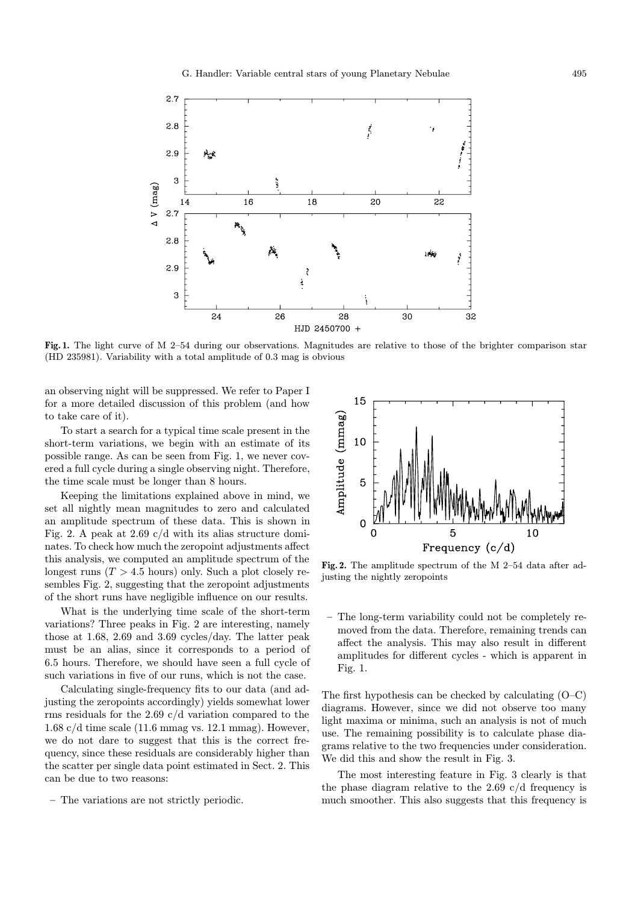**Fig. 1.** The light curve of M 2–54 during our observations. Magnitudes are relative to those of the brighter comparison star (HD 235981). Variability with a total amplitude of 0.3 mag is obvious

an observing night will be suppressed. We refer to Paper I for a more detailed discussion of this problem (and how to take care of it).

To start a search for a typical time scale present in the short-term variations, we begin with an estimate of its possible range. As can be seen from Fig. 1, we never covered a full cycle during a single observing night. Therefore, the time scale must be longer than 8 hours.

Keeping the limitations explained above in mind, we set all nightly mean magnitudes to zero and calculated an amplitude spectrum of these data. This is shown in Fig. 2. A peak at 2.69 c/d with its alias structure dominates. To check how much the zeropoint adjustments affect this analysis, we computed an amplitude spectrum of the longest runs ($T > 4.5$ hours) only. Such a plot closely resembles Fig. 2, suggesting that the zeropoint adjustments of the short runs have negligible influence on our results.

What is the underlying time scale of the short-term variations? Three peaks in Fig. 2 are interesting, namely those at 1.68, 2.69 and 3.69 cycles/day. The latter peak must be an alias, since it corresponds to a period of 6.5 hours. Therefore, we should have seen a full cycle of such variations in five of our runs, which is not the case.

Calculating single-frequency fits to our data (and adjusting the zeropoints accordingly) yields somewhat lower rms residuals for the 2.69 c/d variation compared to the 1.68 c/d time scale (11.6 mmag vs. 12.1 mmag). However, we do not dare to suggest that this is the correct frequency, since these residuals are considerably higher than the scatter per single data point estimated in Sect. 2. This can be due to two reasons:

– The variations are not strictly periodic.

**Fig. 2.** The amplitude spectrum of the M 2–54 data after adjusting the nightly zeropoints

– The long-term variability could not be completely removed from the data. Therefore, remaining trends can affect the analysis. This may also result in different amplitudes for different cycles - which is apparent in Fig. 1.

The first hypothesis can be checked by calculating (O–C) diagrams. However, since we did not observe too many light maxima or minima, such an analysis is not of much use. The remaining possibility is to calculate phase diagrams relative to the two frequencies under consideration. We did this and show the result in Fig. 3.

The most interesting feature in Fig. 3 clearly is that the phase diagram relative to the 2.69 c/d frequency is much smoother. This also suggests that this frequency is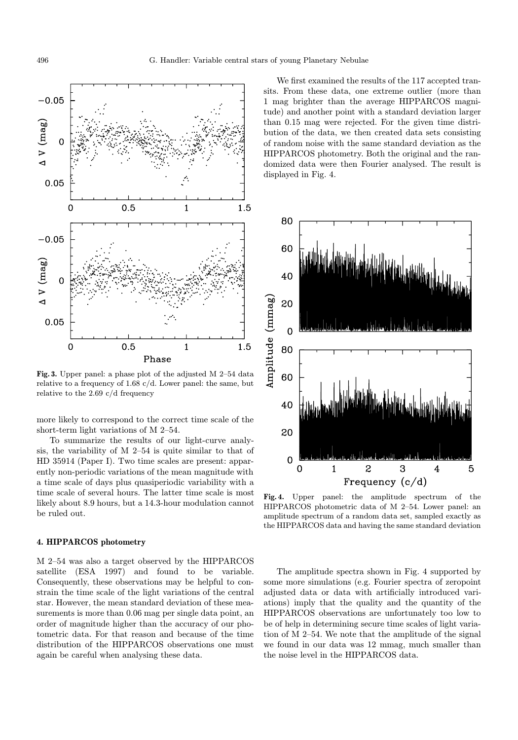**Fig. 3.** Upper panel: a phase plot of the adjusted M 2–54 data relative to a frequency of 1.68 c/d. Lower panel: the same, but relative to the 2.69 c/d frequency

more likely to correspond to the correct time scale of the short-term light variations of M 2–54.

To summarize the results of our light-curve analysis, the variability of M 2–54 is quite similar to that of HD 35914 (Paper I). Two time scales are present: apparently non-periodic variations of the mean magnitude with a time scale of days plus quasiperiodic variability with a time scale of several hours. The latter time scale is most likely about 8.9 hours, but a 14.3-hour modulation cannot be ruled out.

## 4. HIPPARCOS photometry

M 2–54 was also a target observed by the HIPPARCOS satellite (ESA 1997) and found to be variable. Consequently, these observations may be helpful to constrain the time scale of the light variations of the central star. However, the mean standard deviation of these measurements is more than 0.06 mag per single data point, an order of magnitude higher than the accuracy of our photometric data. For that reason and because of the time distribution of the HIPPARCOS observations one must again be careful when analysing these data.

We first examined the results of the 117 accepted transits. From these data, one extreme outlier (more than 1 mag brighter than the average HIPPARCOS magnitude) and another point with a standard deviation larger than 0.15 mag were rejected. For the given time distribution of the data, we then created data sets consisting of random noise with the same standard deviation as the HIPPARCOS photometry. Both the original and the randomized data were then Fourier analysed. The result is displayed in Fig. 4.

**Fig. 4.** Upper panel: the amplitude spectrum of the HIPPARCOS photometric data of M 2–54. Lower panel: an amplitude spectrum of a random data set, sampled exactly as the HIPPARCOS data and having the same standard deviation

The amplitude spectra shown in Fig. 4 supported by some more simulations (e.g. Fourier spectra of zeropoint adjusted data or data with artificially introduced variations) imply that the quality and the quantity of the HIPPARCOS observations are unfortunately too low to be of help in determining secure time scales of light variation of M 2–54. We note that the amplitude of the signal we found in our data was 12 mmag, much smaller than the noise level in the HIPPARCOS data.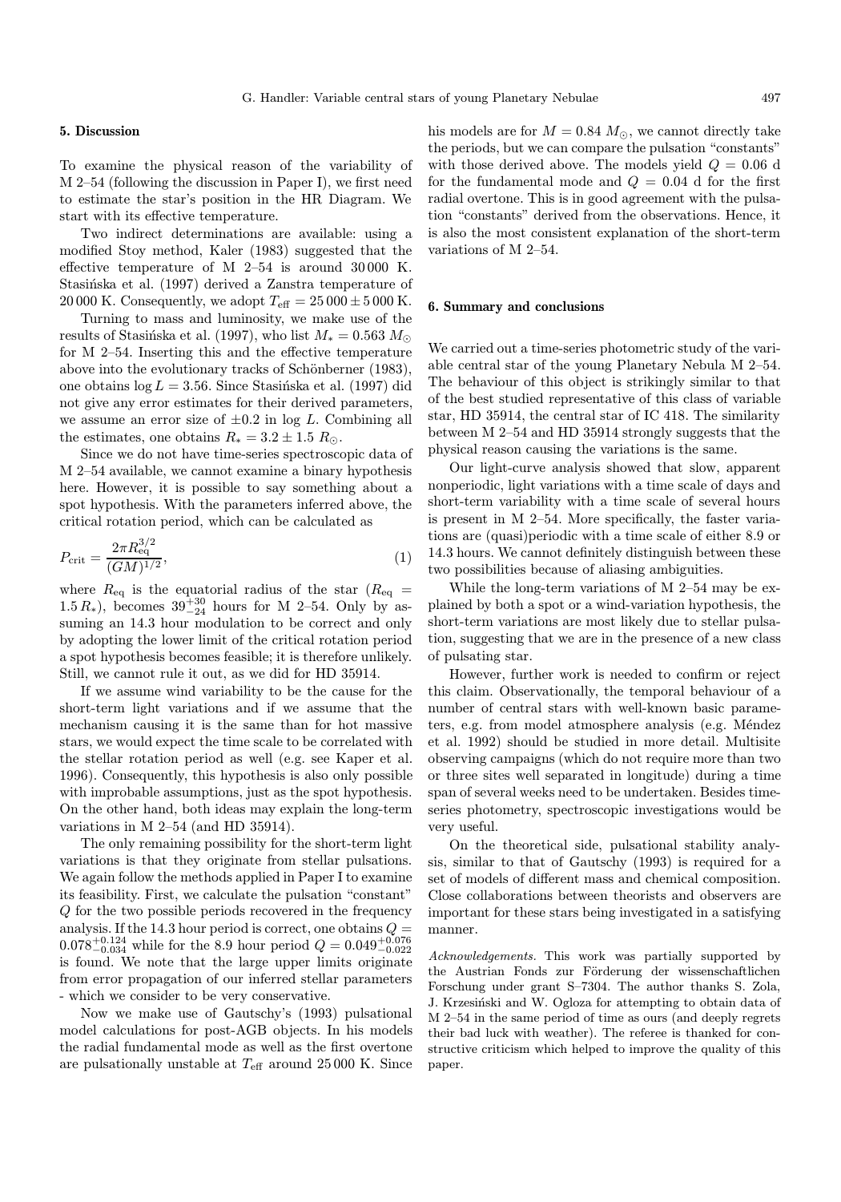## 5. Discussion

To examine the physical reason of the variability of M 2–54 (following the discussion in Paper I), we first need to estimate the star's position in the HR Diagram. We start with its effective temperature.

Two indirect determinations are available: using a modified Stoy method, Kaler (1983) suggested that the effective temperature of M 2–54 is around 30 000 K. Stasińska et al. (1997) derived a Zanstra temperature of 20 000 K. Consequently, we adopt $T_{\rm eff} = 25\,000 \pm 5\,000$ K.

Turning to mass and luminosity, we make use of the results of Stasińska et al. (1997), who list $M_* = 0.563\ M_\odot$ for M 2–54. Inserting this and the effective temperature above into the evolutionary tracks of Schönberner (1983), one obtains $\log L = 3.56$. Since Stasińska et al. (1997) did not give any error estimates for their derived parameters, we assume an error size of $\pm 0.2$ in $\log L$. Combining all the estimates, one obtains $R_* = 3.2 \pm 1.5\ R_\odot$.

Since we do not have time-series spectroscopic data of M 2–54 available, we cannot examine a binary hypothesis here. However, it is possible to say something about a spot hypothesis. With the parameters inferred above, the critical rotation period, which can be calculated as

$$P_{\rm crit} = \frac{2\pi R_{\rm eq}^{3/2}}{(GM)^{1/2}}, \tag{1}$$

where $R_{\rm eq}$ is the equatorial radius of the star ($R_{\rm eq} = 1.5\,R_*$), becomes $39^{+30}_{-24}$ hours for M 2–54. Only by assuming an 14.3 hour modulation to be correct and only by adopting the lower limit of the critical rotation period a spot hypothesis becomes feasible; it is therefore unlikely. Still, we cannot rule it out, as we did for HD 35914.

If we assume wind variability to be the cause for the short-term light variations and if we assume that the mechanism causing it is the same than for hot massive stars, we would expect the time scale to be correlated with the stellar rotation period as well (e.g. see Kaper et al. 1996). Consequently, this hypothesis is also only possible with improbable assumptions, just as the spot hypothesis. On the other hand, both ideas may explain the long-term variations in M 2–54 (and HD 35914).

The only remaining possibility for the short-term light variations is that they originate from stellar pulsations. We again follow the methods applied in Paper I to examine its feasibility. First, we calculate the pulsation "constant" $Q$ for the two possible periods recovered in the frequency analysis. If the 14.3 hour period is correct, one obtains $Q = 0.078^{+0.124}_{-0.034}$ while for the 8.9 hour period $Q = 0.049^{+0.076}_{-0.022}$ is found. We note that the large upper limits originate from error propagation of our inferred stellar parameters - which we consider to be very conservative.

Now we make use of Gautschy's (1993) pulsational model calculations for post-AGB objects. In his models the radial fundamental mode as well as the first overtone are pulsationally unstable at $T_{\rm eff}$ around 25 000 K. Since his models are for $M = 0.84\ M_\odot$, we cannot directly take the periods, but we can compare the pulsation "constants" with those derived above. The models yield $Q = 0.06$ d for the fundamental mode and $Q = 0.04$ d for the first radial overtone. This is in good agreement with the pulsation "constants" derived from the observations. Hence, it is also the most consistent explanation of the short-term variations of M 2–54.

## 6. Summary and conclusions

We carried out a time-series photometric study of the variable central star of the young Planetary Nebula M 2–54. The behaviour of this object is strikingly similar to that of the best studied representative of this class of variable star, HD 35914, the central star of IC 418. The similarity between M 2–54 and HD 35914 strongly suggests that the physical reason causing the variations is the same.

Our light-curve analysis showed that slow, apparent nonperiodic, light variations with a time scale of days and short-term variability with a time scale of several hours is present in M 2–54. More specifically, the faster variations are (quasi)periodic with a time scale of either 8.9 or 14.3 hours. We cannot definitely distinguish between these two possibilities because of aliasing ambiguities.

While the long-term variations of M 2–54 may be explained by both a spot or a wind-variation hypothesis, the short-term variations are most likely due to stellar pulsation, suggesting that we are in the presence of a new class of pulsating star.

However, further work is needed to confirm or reject this claim. Observationally, the temporal behaviour of a number of central stars with well-known basic parameters, e.g. from model atmosphere analysis (e.g. Méndez et al. 1992) should be studied in more detail. Multisite observing campaigns (which do not require more than two or three sites well separated in longitude) during a time span of several weeks need to be undertaken. Besides time-series photometry, spectroscopic investigations would be very useful.

On the theoretical side, pulsational stability analysis, similar to that of Gautschy (1993) is required for a set of models of different mass and chemical composition. Close collaborations between theorists and observers are important for these stars being investigated in a satisfying manner.

*Acknowledgements.* This work was partially supported by the Austrian Fonds zur Förderung der wissenschaftlichen Forschung under grant S–7304. The author thanks S. Zola, J. Krzesiński and W. Ogloza for attempting to obtain data of M 2–54 in the same period of time as ours (and deeply regrets their bad luck with weather). The referee is thanked for constructive criticism which helped to improve the quality of this paper.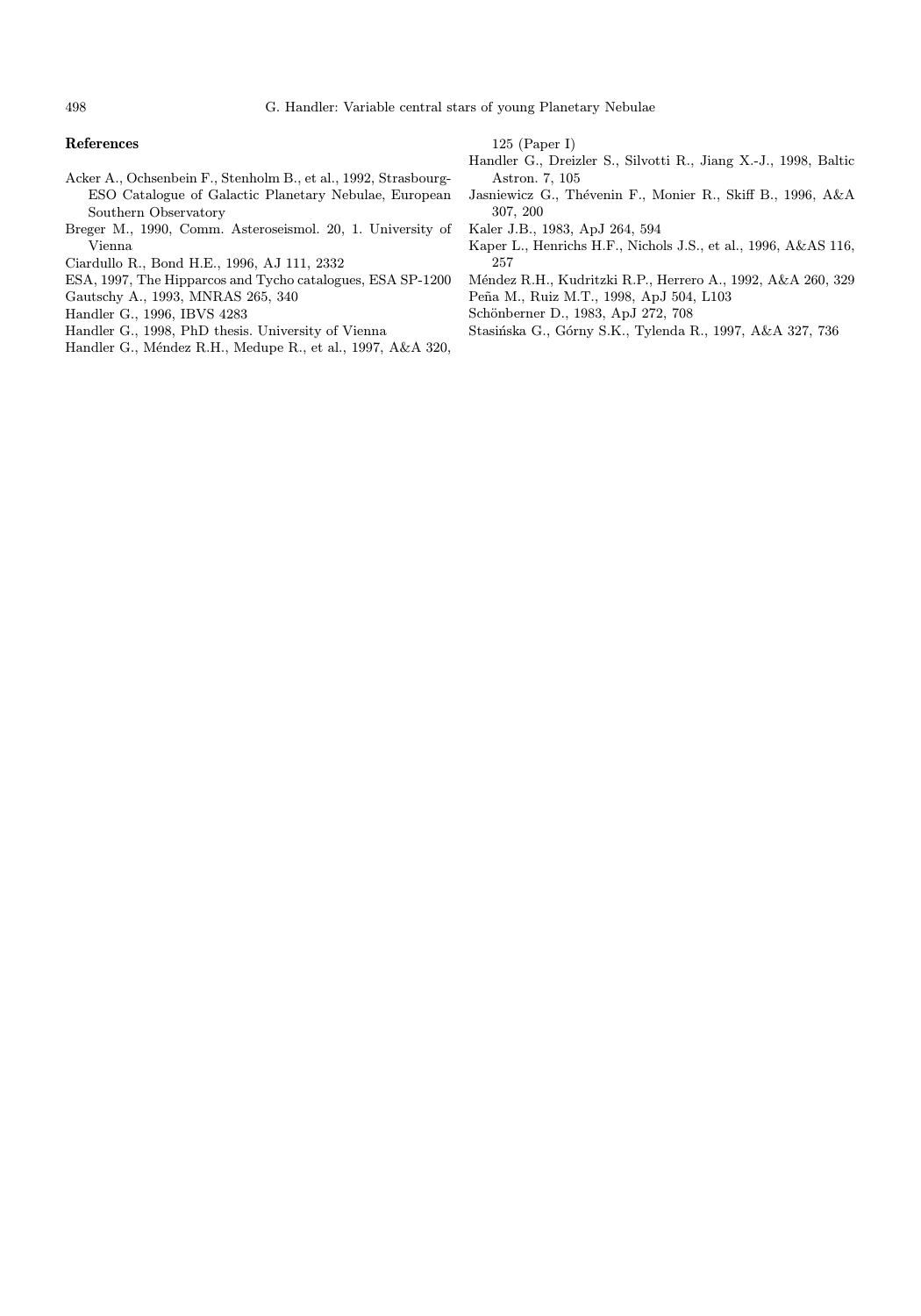## References

- Acker A., Ochsenbein F., Stenholm B., et al., 1992, Strasbourg-ESO Catalogue of Galactic Planetary Nebulae, European Southern Observatory
- Breger M., 1990, Comm. Asteroseismol. 20, 1. University of Vienna
- Ciardullo R., Bond H.E., 1996, AJ 111, 2332
- ESA, 1997, The Hipparcos and Tycho catalogues, ESA SP-1200
- Gautschy A., 1993, MNRAS 265, 340
- Handler G., 1996, IBVS 4283
- Handler G., 1998, PhD thesis. University of Vienna
- Handler G., Méndez R.H., Medupe R., et al., 1997, A&A 320, 125 (Paper I)
- Handler G., Dreizler S., Silvotti R., Jiang X.-J., 1998, Baltic Astron. 7, 105
- Jasniewicz G., Thévenin F., Monier R., Skiff B., 1996, A&A 307, 200
- Kaler J.B., 1983, ApJ 264, 594
- Kaper L., Henrichs H.F., Nichols J.S., et al., 1996, A&AS 116, 257
- Méndez R.H., Kudritzki R.P., Herrero A., 1992, A&A 260, 329
- Peña M., Ruiz M.T., 1998, ApJ 504, L103
- Schönberner D., 1983, ApJ 272, 708
- Stasińska G., Górny S.K., Tylenda R., 1997, A&A 327, 736